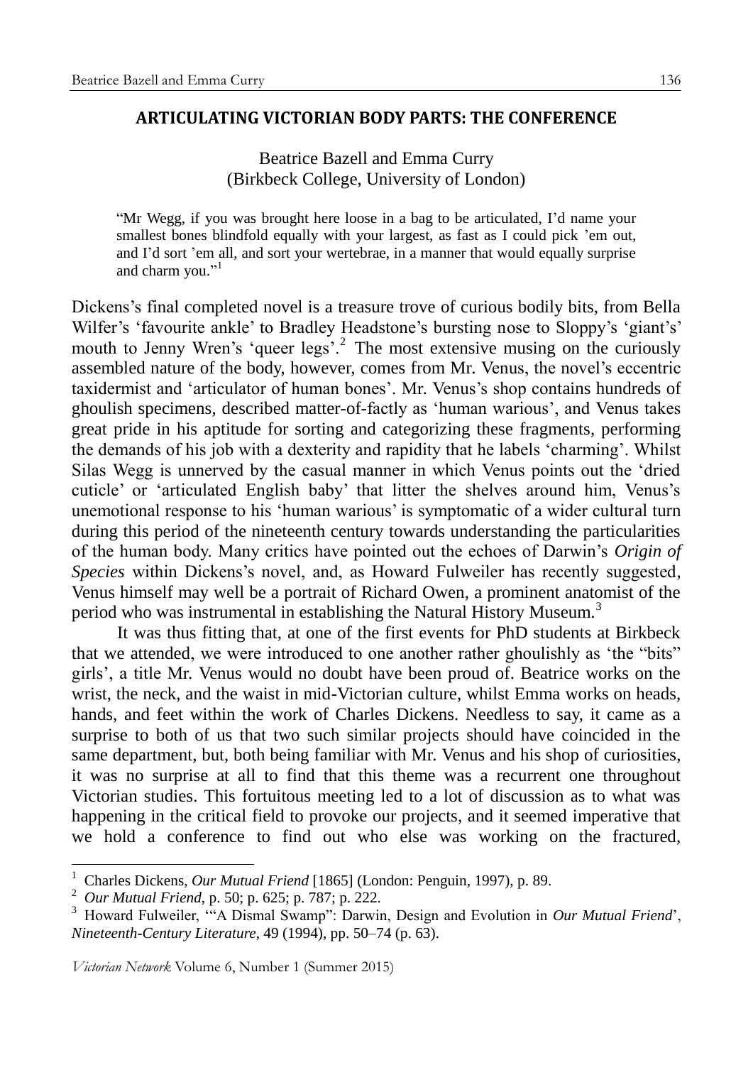## ARTICULATING VICTORIAN BODY PARTS: THE CONFERENCE

Beatrice Bazell and Emma Curry
(Birkbeck College, University of London)

> "Mr Wegg, if you was brought here loose in a bag to be articulated, I'd name your smallest bones blindfold equally with your largest, as fast as I could pick 'em out, and I'd sort 'em all, and sort your wertebrae, in a manner that would equally surprise and charm you."[1]

Dickens's final completed novel is a treasure trove of curious bodily bits, from Bella Wilfer's 'favourite ankle' to Bradley Headstone's bursting nose to Sloppy's 'giant's' mouth to Jenny Wren's 'queer legs'.[2] The most extensive musing on the curiously assembled nature of the body, however, comes from Mr. Venus, the novel's eccentric taxidermist and 'articulator of human bones'. Mr. Venus's shop contains hundreds of ghoulish specimens, described matter-of-factly as 'human warious', and Venus takes great pride in his aptitude for sorting and categorizing these fragments, performing the demands of his job with a dexterity and rapidity that he labels 'charming'. Whilst Silas Wegg is unnerved by the casual manner in which Venus points out the 'dried cuticle' or 'articulated English baby' that litter the shelves around him, Venus's unemotional response to his 'human warious' is symptomatic of a wider cultural turn during this period of the nineteenth century towards understanding the particularities of the human body. Many critics have pointed out the echoes of Darwin's *Origin of Species* within Dickens's novel, and, as Howard Fulweiler has recently suggested, Venus himself may well be a portrait of Richard Owen, a prominent anatomist of the period who was instrumental in establishing the Natural History Museum.[3]

It was thus fitting that, at one of the first events for PhD students at Birkbeck that we attended, we were introduced to one another rather ghoulishly as 'the "bits" girls', a title Mr. Venus would no doubt have been proud of. Beatrice works on the wrist, the neck, and the waist in mid-Victorian culture, whilst Emma works on heads, hands, and feet within the work of Charles Dickens. Needless to say, it came as a surprise to both of us that two such similar projects should have coincided in the same department, but, both being familiar with Mr. Venus and his shop of curiosities, it was no surprise at all to find that this theme was a recurrent one throughout Victorian studies. This fortuitous meeting led to a lot of discussion as to what was happening in the critical field to provoke our projects, and it seemed imperative that we hold a conference to find out who else was working on the fractured,

---

[1] Charles Dickens, *Our Mutual Friend* [1865] (London: Penguin, 1997), p. 89.

[2] *Our Mutual Friend*, p. 50; p. 625; p. 787; p. 222.

[3] Howard Fulweiler, '"A Dismal Swamp": Darwin, Design and Evolution in *Our Mutual Friend*', *Nineteenth-Century Literature*, 49 (1994), pp. 50–74 (p. 63).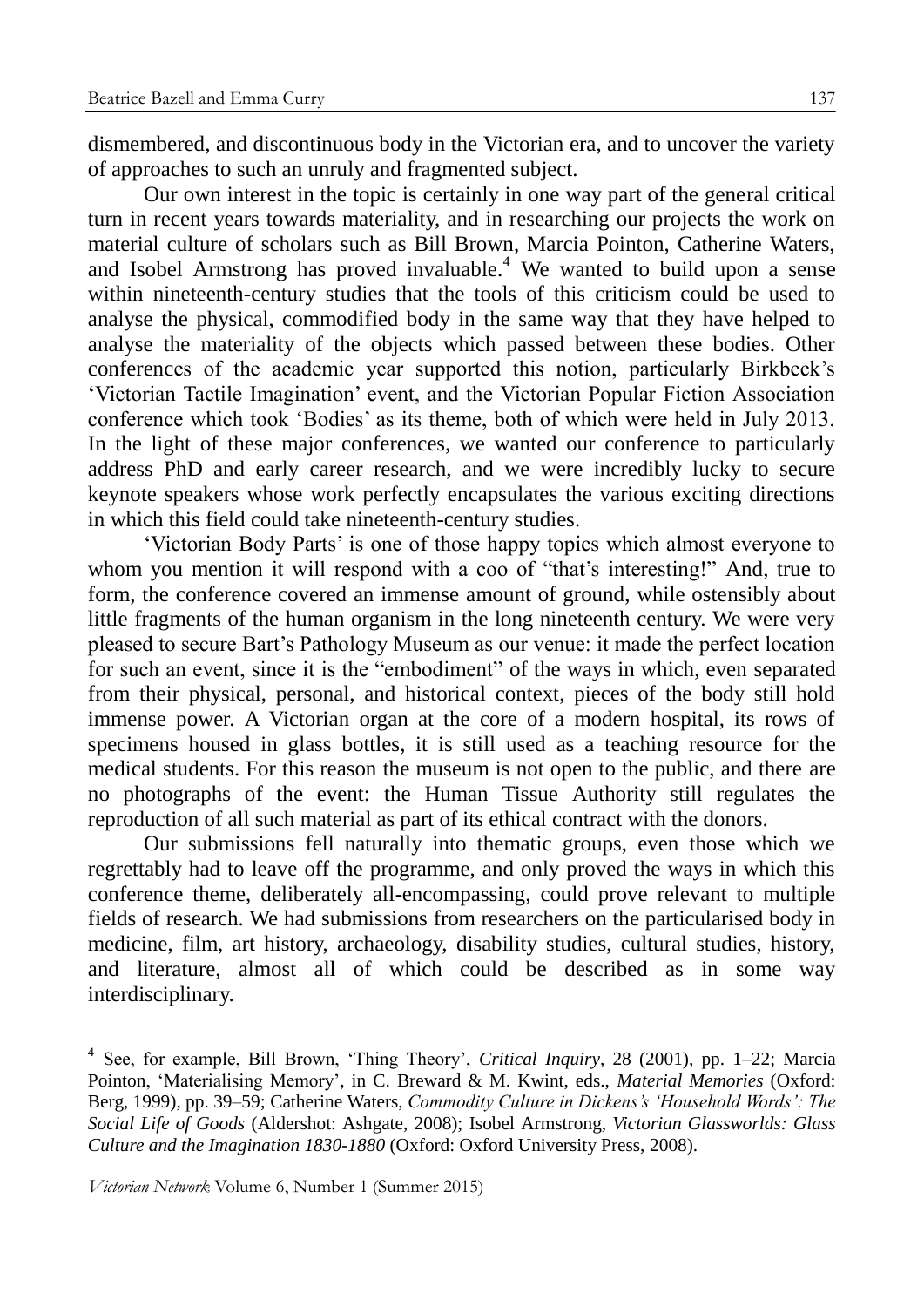dismembered, and discontinuous body in the Victorian era, and to uncover the variety of approaches to such an unruly and fragmented subject.

Our own interest in the topic is certainly in one way part of the general critical turn in recent years towards materiality, and in researching our projects the work on material culture of scholars such as Bill Brown, Marcia Pointon, Catherine Waters, and Isobel Armstrong has proved invaluable.[4] We wanted to build upon a sense within nineteenth-century studies that the tools of this criticism could be used to analyse the physical, commodified body in the same way that they have helped to analyse the materiality of the objects which passed between these bodies. Other conferences of the academic year supported this notion, particularly Birkbeck's 'Victorian Tactile Imagination' event, and the Victorian Popular Fiction Association conference which took 'Bodies' as its theme, both of which were held in July 2013. In the light of these major conferences, we wanted our conference to particularly address PhD and early career research, and we were incredibly lucky to secure keynote speakers whose work perfectly encapsulates the various exciting directions in which this field could take nineteenth-century studies.

'Victorian Body Parts' is one of those happy topics which almost everyone to whom you mention it will respond with a coo of "that's interesting!" And, true to form, the conference covered an immense amount of ground, while ostensibly about little fragments of the human organism in the long nineteenth century. We were very pleased to secure Bart's Pathology Museum as our venue: it made the perfect location for such an event, since it is the "embodiment" of the ways in which, even separated from their physical, personal, and historical context, pieces of the body still hold immense power. A Victorian organ at the core of a modern hospital, its rows of specimens housed in glass bottles, it is still used as a teaching resource for the medical students. For this reason the museum is not open to the public, and there are no photographs of the event: the Human Tissue Authority still regulates the reproduction of all such material as part of its ethical contract with the donors.

Our submissions fell naturally into thematic groups, even those which we regrettably had to leave off the programme, and only proved the ways in which this conference theme, deliberately all-encompassing, could prove relevant to multiple fields of research. We had submissions from researchers on the particularised body in medicine, film, art history, archaeology, disability studies, cultural studies, history, and literature, almost all of which could be described as in some way interdisciplinary.

---

[4] See, for example, Bill Brown, 'Thing Theory', *Critical Inquiry*, 28 (2001), pp. 1–22; Marcia Pointon, 'Materialising Memory', in C. Breward & M. Kwint, eds., *Material Memories* (Oxford: Berg, 1999), pp. 39–59; Catherine Waters, *Commodity Culture in Dickens's 'Household Words': The Social Life of Goods* (Aldershot: Ashgate, 2008); Isobel Armstrong, *Victorian Glassworlds: Glass Culture and the Imagination 1830-1880* (Oxford: Oxford University Press, 2008).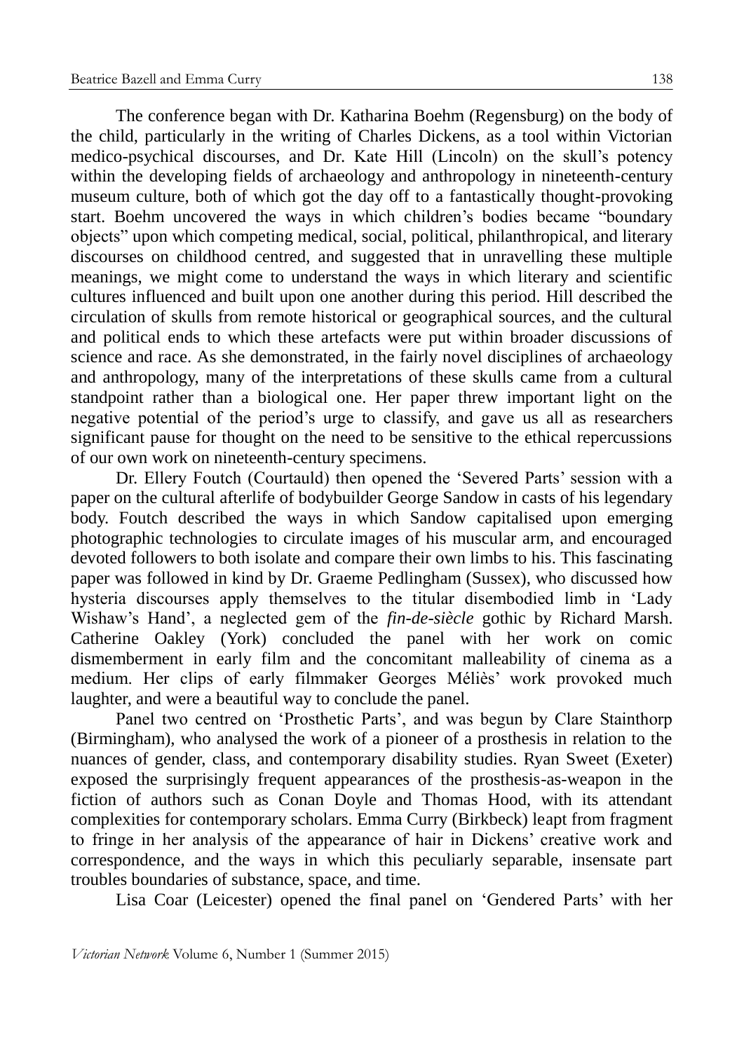The conference began with Dr. Katharina Boehm (Regensburg) on the body of the child, particularly in the writing of Charles Dickens, as a tool within Victorian medico-psychical discourses, and Dr. Kate Hill (Lincoln) on the skull's potency within the developing fields of archaeology and anthropology in nineteenth-century museum culture, both of which got the day off to a fantastically thought-provoking start. Boehm uncovered the ways in which children's bodies became "boundary objects" upon which competing medical, social, political, philanthropical, and literary discourses on childhood centred, and suggested that in unravelling these multiple meanings, we might come to understand the ways in which literary and scientific cultures influenced and built upon one another during this period. Hill described the circulation of skulls from remote historical or geographical sources, and the cultural and political ends to which these artefacts were put within broader discussions of science and race. As she demonstrated, in the fairly novel disciplines of archaeology and anthropology, many of the interpretations of these skulls came from a cultural standpoint rather than a biological one. Her paper threw important light on the negative potential of the period's urge to classify, and gave us all as researchers significant pause for thought on the need to be sensitive to the ethical repercussions of our own work on nineteenth-century specimens.

Dr. Ellery Foutch (Courtauld) then opened the 'Severed Parts' session with a paper on the cultural afterlife of bodybuilder George Sandow in casts of his legendary body. Foutch described the ways in which Sandow capitalised upon emerging photographic technologies to circulate images of his muscular arm, and encouraged devoted followers to both isolate and compare their own limbs to his. This fascinating paper was followed in kind by Dr. Graeme Pedlingham (Sussex), who discussed how hysteria discourses apply themselves to the titular disembodied limb in 'Lady Wishaw's Hand', a neglected gem of the *fin-de-siècle* gothic by Richard Marsh. Catherine Oakley (York) concluded the panel with her work on comic dismemberment in early film and the concomitant malleability of cinema as a medium. Her clips of early filmmaker Georges Méliès' work provoked much laughter, and were a beautiful way to conclude the panel.

Panel two centred on 'Prosthetic Parts', and was begun by Clare Stainthorp (Birmingham), who analysed the work of a pioneer of a prosthesis in relation to the nuances of gender, class, and contemporary disability studies. Ryan Sweet (Exeter) exposed the surprisingly frequent appearances of the prosthesis-as-weapon in the fiction of authors such as Conan Doyle and Thomas Hood, with its attendant complexities for contemporary scholars. Emma Curry (Birkbeck) leapt from fragment to fringe in her analysis of the appearance of hair in Dickens' creative work and correspondence, and the ways in which this peculiarly separable, insensate part troubles boundaries of substance, space, and time.

Lisa Coar (Leicester) opened the final panel on 'Gendered Parts' with her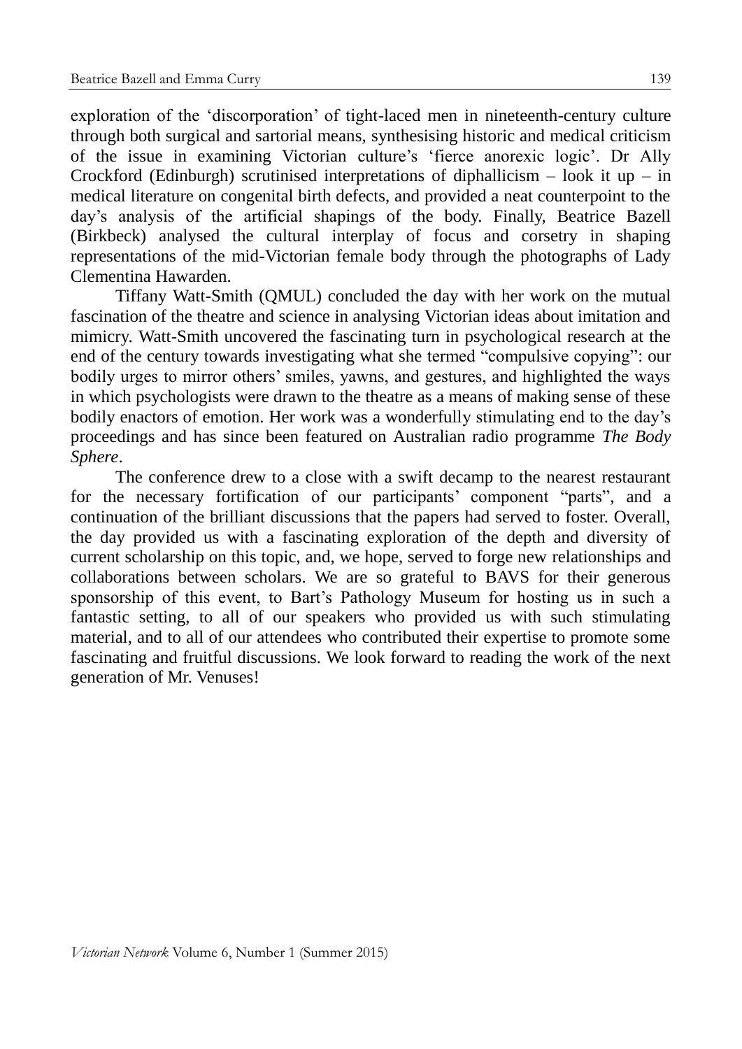exploration of the 'discorporation' of tight-laced men in nineteenth-century culture through both surgical and sartorial means, synthesising historic and medical criticism of the issue in examining Victorian culture's 'fierce anorexic logic'. Dr Ally Crockford (Edinburgh) scrutinised interpretations of diphallicism – look it up – in medical literature on congenital birth defects, and provided a neat counterpoint to the day's analysis of the artificial shapings of the body. Finally, Beatrice Bazell (Birkbeck) analysed the cultural interplay of focus and corsetry in shaping representations of the mid-Victorian female body through the photographs of Lady Clementina Hawarden.

Tiffany Watt-Smith (QMUL) concluded the day with her work on the mutual fascination of the theatre and science in analysing Victorian ideas about imitation and mimicry. Watt-Smith uncovered the fascinating turn in psychological research at the end of the century towards investigating what she termed "compulsive copying": our bodily urges to mirror others' smiles, yawns, and gestures, and highlighted the ways in which psychologists were drawn to the theatre as a means of making sense of these bodily enactors of emotion. Her work was a wonderfully stimulating end to the day's proceedings and has since been featured on Australian radio programme *The Body Sphere*.

The conference drew to a close with a swift decamp to the nearest restaurant for the necessary fortification of our participants' component "parts", and a continuation of the brilliant discussions that the papers had served to foster. Overall, the day provided us with a fascinating exploration of the depth and diversity of current scholarship on this topic, and, we hope, served to forge new relationships and collaborations between scholars. We are so grateful to BAVS for their generous sponsorship of this event, to Bart's Pathology Museum for hosting us in such a fantastic setting, to all of our speakers who provided us with such stimulating material, and to all of our attendees who contributed their expertise to promote some fascinating and fruitful discussions. We look forward to reading the work of the next generation of Mr. Venuses!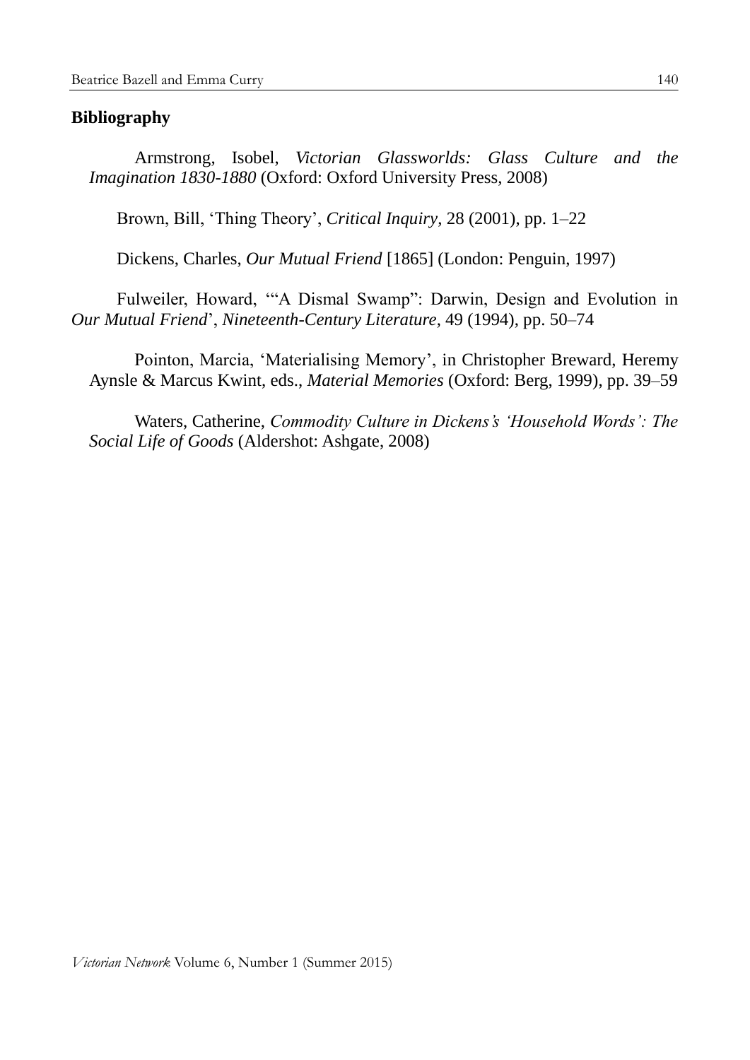## Bibliography

Armstrong, Isobel, *Victorian Glassworlds: Glass Culture and the Imagination 1830-1880* (Oxford: Oxford University Press, 2008)

Brown, Bill, 'Thing Theory', *Critical Inquiry*, 28 (2001), pp. 1–22

Dickens, Charles, *Our Mutual Friend* [1865] (London: Penguin, 1997)

Fulweiler, Howard, '"A Dismal Swamp": Darwin, Design and Evolution in *Our Mutual Friend*', *Nineteenth-Century Literature*, 49 (1994), pp. 50–74

Pointon, Marcia, 'Materialising Memory', in Christopher Breward, Heremy Aynsle & Marcus Kwint, eds., *Material Memories* (Oxford: Berg, 1999), pp. 39–59

Waters, Catherine, *Commodity Culture in Dickens's 'Household Words': The Social Life of Goods* (Aldershot: Ashgate, 2008)